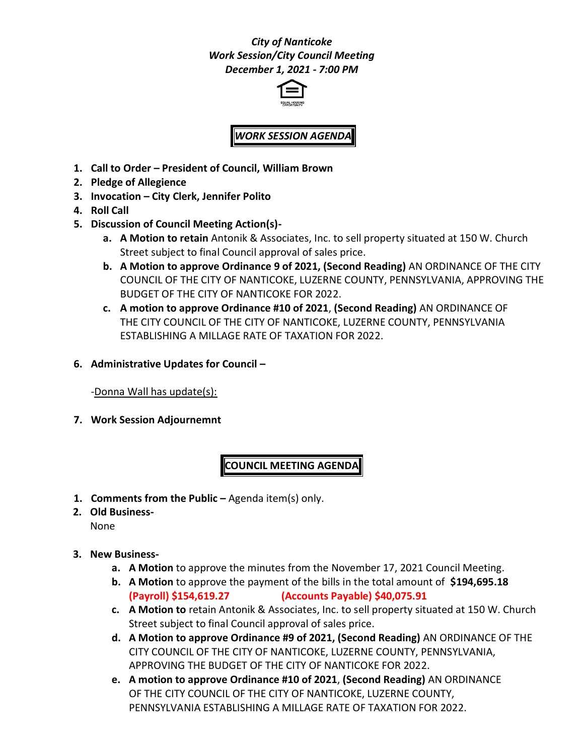*City of Nanticoke*
*Work Session/City Council Meeting*
*December 1, 2021 - 7:00 PM*

## *WORK SESSION AGENDA*

1. **Call to Order – President of Council, William Brown**
2. **Pledge of Allegience**
3. **Invocation – City Clerk, Jennifer Polito**
4. **Roll Call**
5. **Discussion of Council Meeting Action(s)-**
   a. **A Motion to retain** Antonik & Associates, Inc. to sell property situated at 150 W. Church Street subject to final Council approval of sales price.
   b. **A Motion to approve Ordinance 9 of 2021, (Second Reading)** AN ORDINANCE OF THE CITY COUNCIL OF THE CITY OF NANTICOKE, LUZERNE COUNTY, PENNSYLVANIA, APPROVING THE BUDGET OF THE CITY OF NANTICOKE FOR 2022.
   c. **A motion to approve Ordinance #10 of 2021**, **(Second Reading)** AN ORDINANCE OF THE CITY COUNCIL OF THE CITY OF NANTICOKE, LUZERNE COUNTY, PENNSYLVANIA ESTABLISHING A MILLAGE RATE OF TAXATION FOR 2022.

6. **Administrative Updates for Council –**

   -Donna Wall has update(s):

7. **Work Session Adjournemnt**

## COUNCIL MEETING AGENDA

1. **Comments from the Public –** Agenda item(s) only.
2. **Old Business-**
   None

3. **New Business-**
   a. **A Motion** to approve the minutes from the November 17, 2021 Council Meeting.
   b. **A Motion** to approve the payment of the bills in the total amount of **$194,695.18**
   **(Payroll) $154,619.27** **(Accounts Payable) $40,075.91**
   c. **A Motion to** retain Antonik & Associates, Inc. to sell property situated at 150 W. Church Street subject to final Council approval of sales price.
   d. **A Motion to approve Ordinance #9 of 2021, (Second Reading)** AN ORDINANCE OF THE CITY COUNCIL OF THE CITY OF NANTICOKE, LUZERNE COUNTY, PENNSYLVANIA, APPROVING THE BUDGET OF THE CITY OF NANTICOKE FOR 2022.
   e. **A motion to approve Ordinance #10 of 2021**, **(Second Reading)** AN ORDINANCE OF THE CITY COUNCIL OF THE CITY OF NANTICOKE, LUZERNE COUNTY, PENNSYLVANIA ESTABLISHING A MILLAGE RATE OF TAXATION FOR 2022.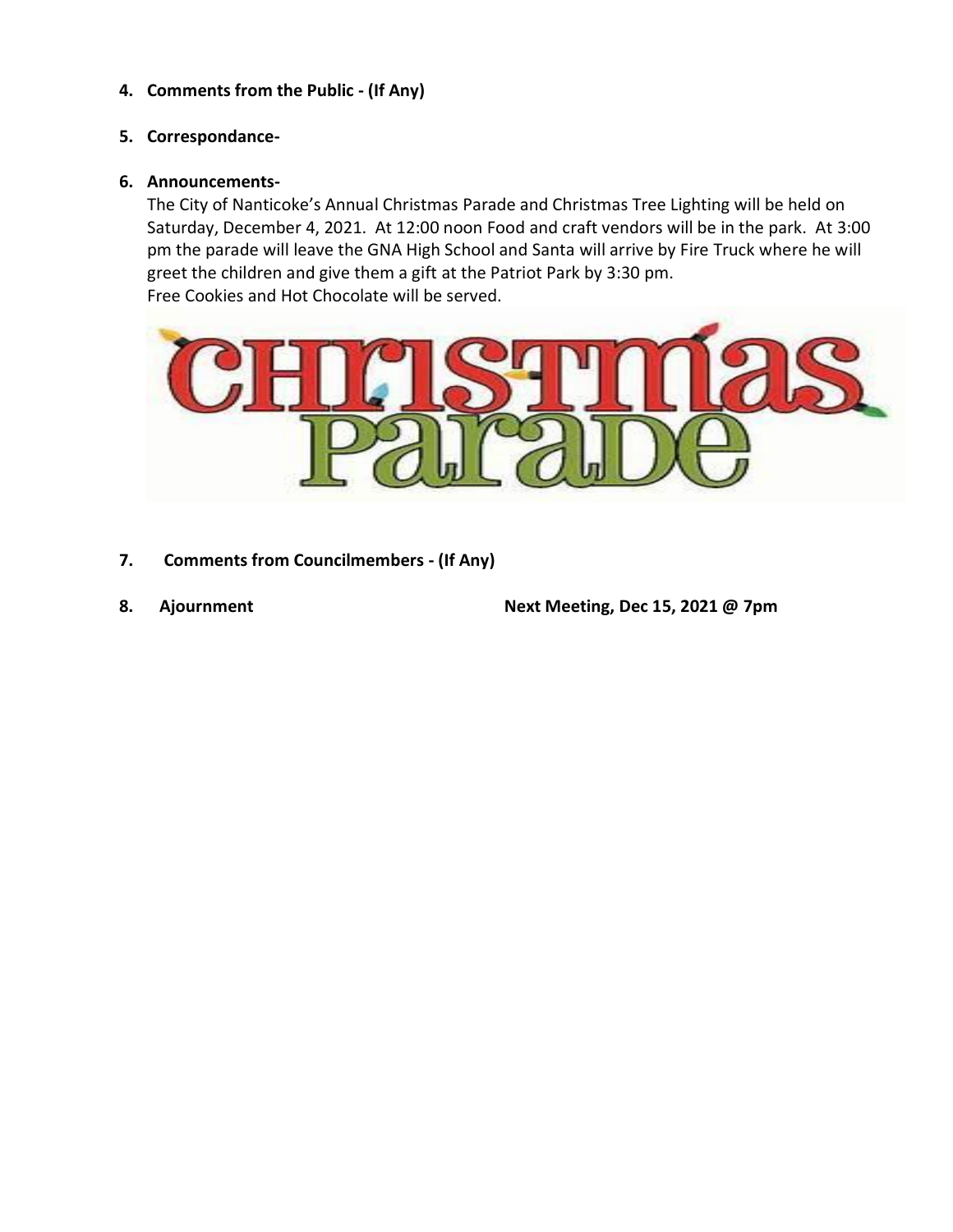**4. Comments from the Public - (If Any)**

**5. Correspondance-**

**6. Announcements-**

The City of Nanticoke's Annual Christmas Parade and Christmas Tree Lighting will be held on Saturday, December 4, 2021. At 12:00 noon Food and craft vendors will be in the park. At 3:00 pm the parade will leave the GNA High School and Santa will arrive by Fire Truck where he will greet the children and give them a gift at the Patriot Park by 3:30 pm.
Free Cookies and Hot Chocolate will be served.

**7. Comments from Councilmembers - (If Any)**

**8. Ajournment** **Next Meeting, Dec 15, 2021 @ 7pm**